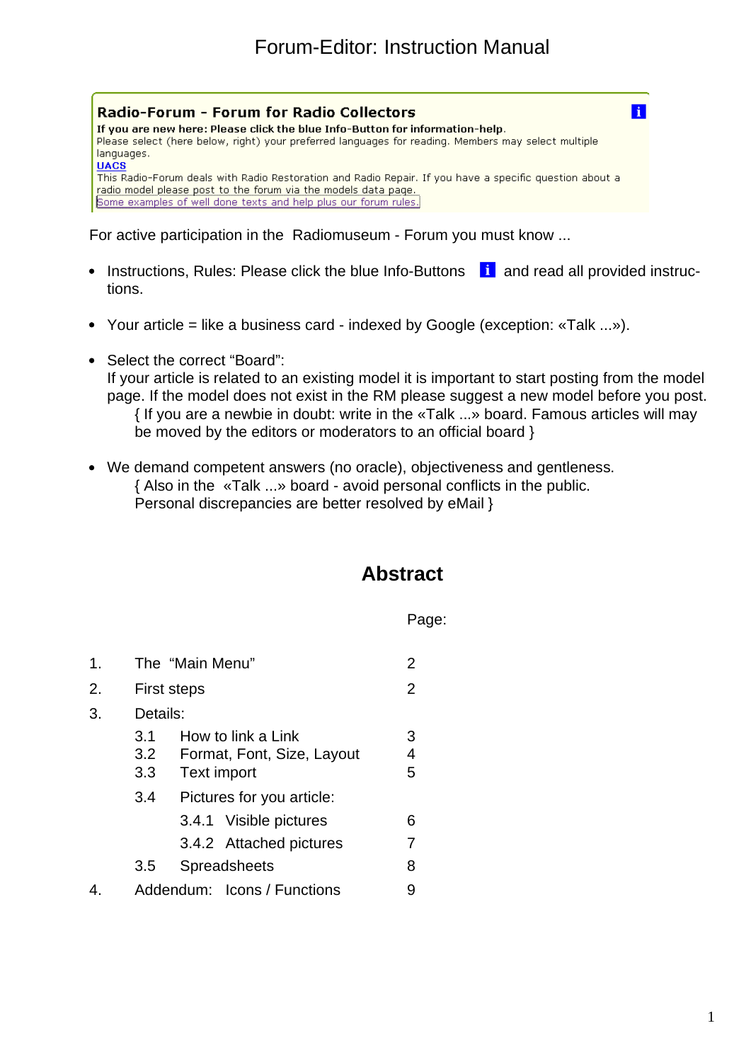# Forum-Editor: Instruction Manual

**Radio-Forum - Forum for Radio Collectors**

**If you are new here: Please click the blue Info-Button for information-help.**
Please select (here below, right) your preferred languages for reading. Members may select multiple languages.
**UACS**
This Radio-Forum deals with Radio Restoration and Radio Repair. If you have a specific question about a radio model please post to the forum via the models data page.
Some examples of well done texts and help plus our forum rules.

For active participation in the Radiomuseum - Forum you must know ...

- Instructions, Rules: Please click the blue Info-Buttons **i** and read all provided instructions.
- Your article = like a business card - indexed by Google (exception: «Talk ...»).
- Select the correct "Board":
  If your article is related to an existing model it is important to start posting from the model page. If the model does not exist in the RM please suggest a new model before you post.
  { If you are a newbie in doubt: write in the «Talk ...» board. Famous articles will may be moved by the editors or moderators to an official board }
- We demand competent answers (no oracle), objectiveness and gentleness.
  { Also in the «Talk ...» board - avoid personal conflicts in the public.
  Personal discrepancies are better resolved by eMail }

## Abstract

| | | Page: |
|---|---|---|
| 1. | The "Main Menu" | 2 |
| 2. | First steps | 2 |
| 3. | Details: | |
| | 3.1 How to link a Link | 3 |
| | 3.2 Format, Font, Size, Layout | 4 |
| | 3.3 Text import | 5 |
| | 3.4 Pictures for you article: | |
| | 3.4.1 Visible pictures | 6 |
| | 3.4.2 Attached pictures | 7 |
| | 3.5 Spreadsheets | 8 |
| 4. | Addendum: Icons / Functions | 9 |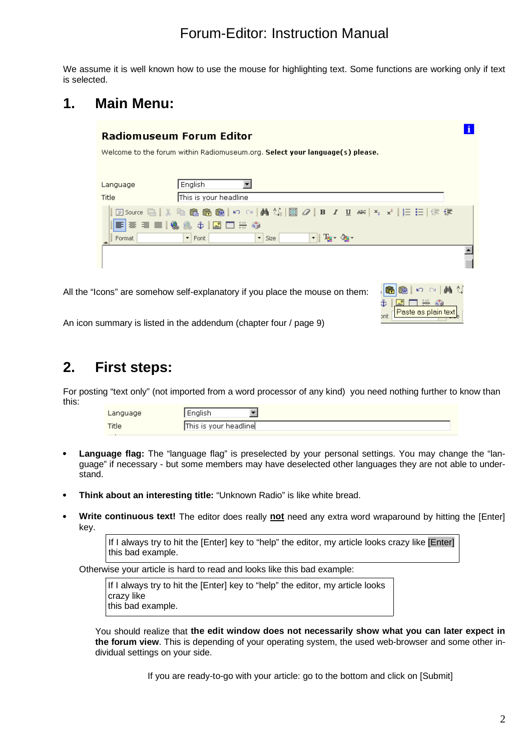# Forum-Editor: Instruction Manual

We assume it is well known how to use the mouse for highlighting text. Some functions are working only if text is selected.

## 1. Main Menu:

All the "Icons" are somehow self-explanatory if you place the mouse on them:

An icon summary is listed in the addendum (chapter four / page 9)

## 2. First steps:

For posting "text only" (not imported from a word processor of any kind) you need nothing further to know than this:

- **Language flag:** The "language flag" is preselected by your personal settings. You may change the "language" if necessary - but some members may have deselected other languages they are not able to understand.

- **Think about an interesting title:** "Unknown Radio" is like white bread.

- **Write continuous text!** The editor does really **not** need any extra word wraparound by hitting the [Enter] key.

  > If I always try to hit the [Enter] key to "help" the editor, my article looks crazy like [Enter] this bad example.

  Otherwise your article is hard to read and looks like this bad example:

  > If I always try to hit the [Enter] key to "help" the editor, my article looks crazy like
  > this bad example.

  You should realize that **the edit window does not necessarily show what you can later expect in the forum view**. This is depending of your operating system, the used web-browser and some other individual settings on your side.

If you are ready-to-go with your article: go to the bottom and click on [Submit]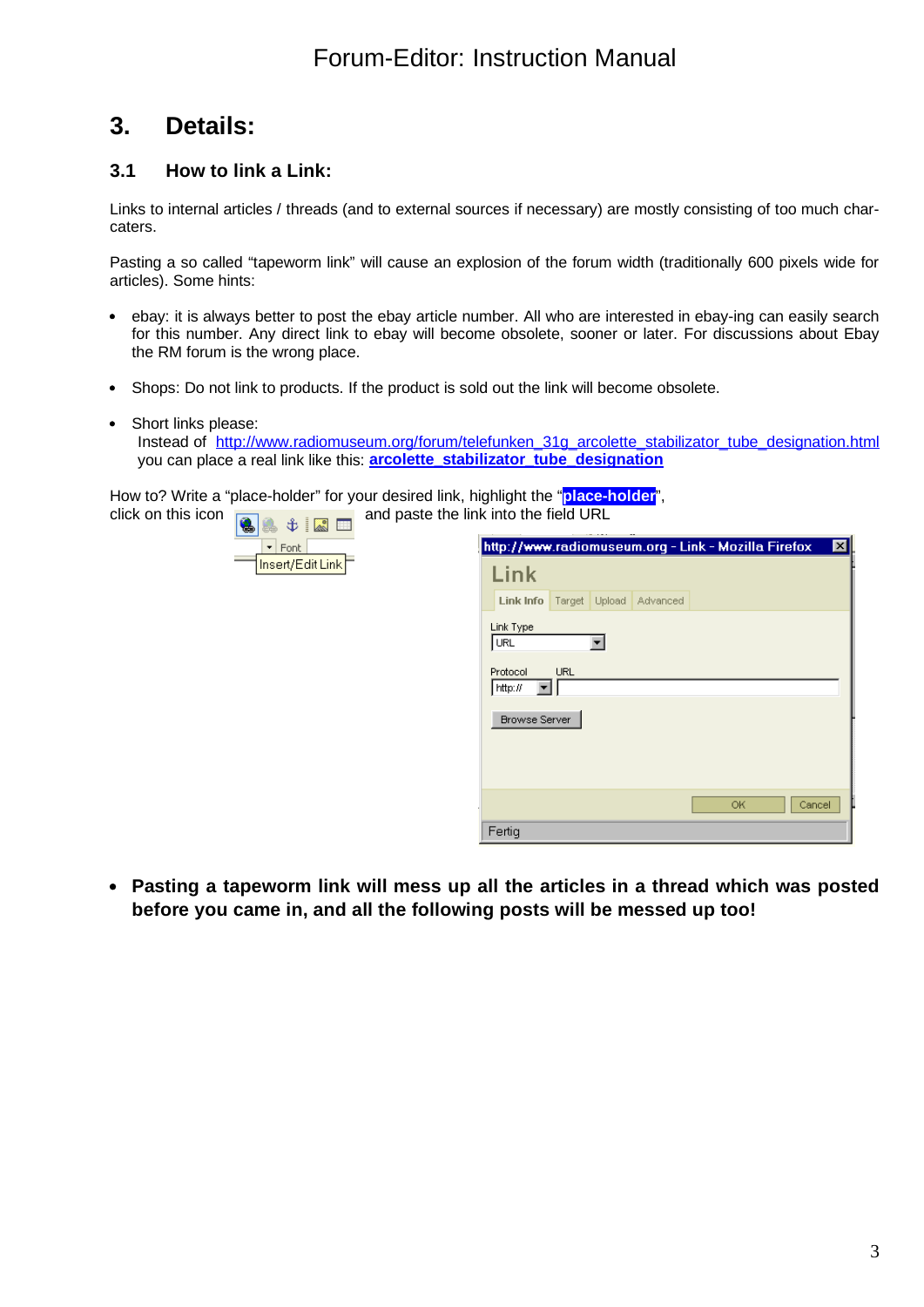## 3. Details:

### 3.1 How to link a Link:

Links to internal articles / threads (and to external sources if necessary) are mostly consisting of too much char-caters.

Pasting a so called "tapeworm link" will cause an explosion of the forum width (traditionally 600 pixels wide for articles). Some hints:

- ebay: it is always better to post the ebay article number. All who are interested in ebay-ing can easily search for this number. Any direct link to ebay will become obsolete, sooner or later. For discussions about Ebay the RM forum is the wrong place.
- Shops: Do not link to products. If the product is sold out the link will become obsolete.
- Short links please:
  Instead of http://www.radiomuseum.org/forum/telefunken_31g_arcolette_stabilizator_tube_designation.html you can place a real link like this: **arcolette_stabilizator_tube_designation**

How to? Write a "place-holder" for your desired link, highlight the "**place-holder**", click on this icon and paste the link into the field URL

- **Pasting a tapeworm link will mess up all the articles in a thread which was posted before you came in, and all the following posts will be messed up too!**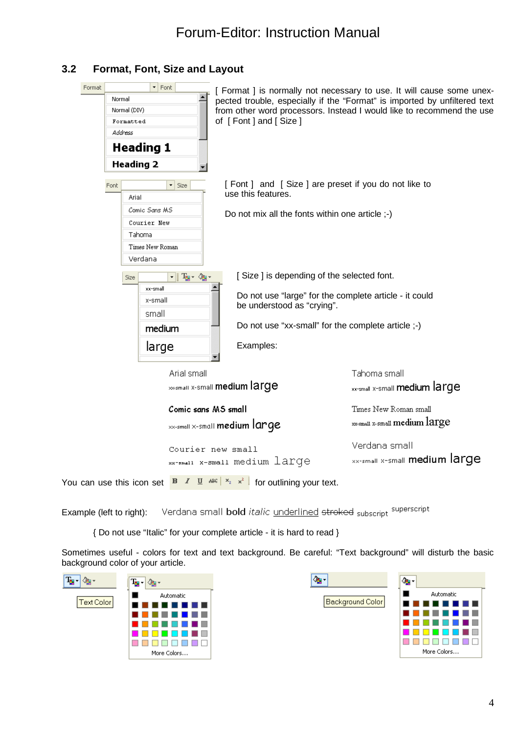## 3.2 Format, Font, Size and Layout

[ Format ] is normally not necessary to use. It will cause some unexpected trouble, especially if the "Format" is imported by unfiltered text from other word processors. Instead I would like to recommend the use of [ Font ] and [ Size ]

[ Font ] and [ Size ] are preset if you do not like to use this features.

Do not mix all the fonts within one article ;-)

[ Size ] is depending of the selected font.

Do not use "large" for the complete article - it could be understood as "crying".

Do not use "xx-small" for the complete article ;-)

Examples:

Arial small
xx-small x-small medium large

Tahoma small
xx-small x-small medium large

Comic sans MS small
xx-small x-small medium large

Times New Roman small
xx-small x-small medium large

Courier new small
xx-small x-small medium large

Verdana small
xx-small x-small medium large

You can use this icon set for outlining your text.

Example (left to right): Verdana small **bold** *italic* underlined ~~stroked~~ subscript superscript

{ Do not use "Italic" for your complete article - it is hard to read }

Sometimes useful - colors for text and text background. Be careful: "Text background" will disturb the basic background color of your article.

Text Color

Background Color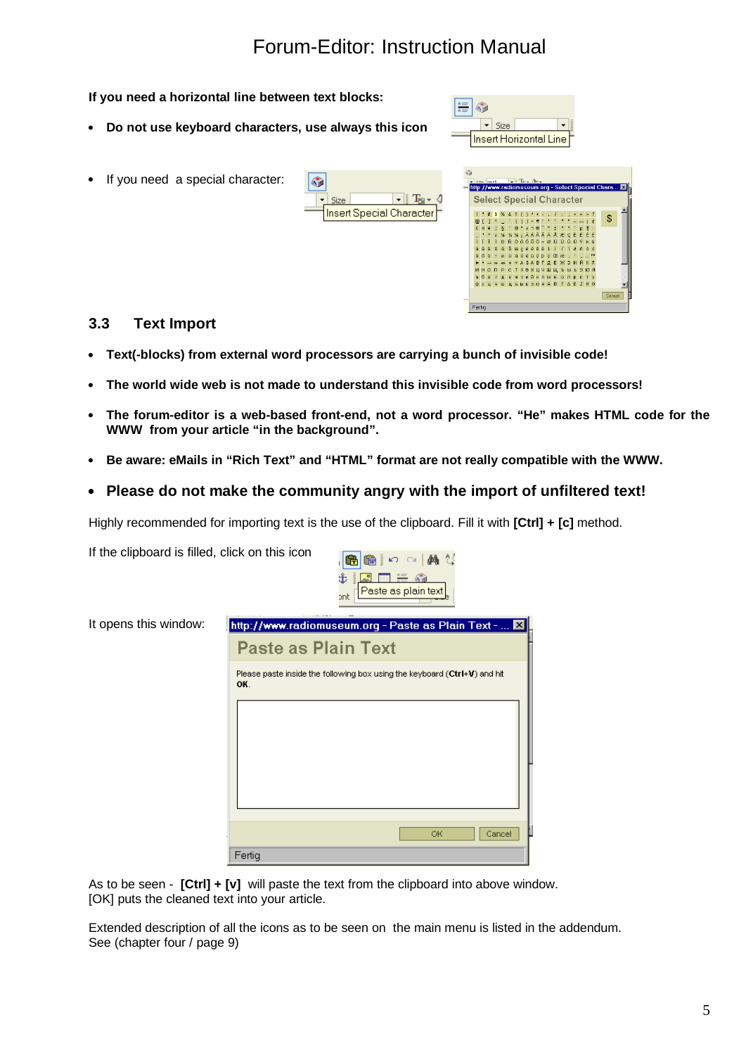**If you need a horizontal line between text blocks:**

- **Do not use keyboard characters, use always this icon**

- If you need a special character:

## 3.3 Text Import

- **Text(-blocks) from external word processors are carrying a bunch of invisible code!**
- **The world wide web is not made to understand this invisible code from word processors!**
- **The forum-editor is a web-based front-end, not a word processor. "He" makes HTML code for the WWW from your article "in the background".**
- **Be aware: eMails in "Rich Text" and "HTML" format are not really compatible with the WWW.**
- **Please do not make the community angry with the import of unfiltered text!**

Highly recommended for importing text is the use of the clipboard. Fill it with **[Ctrl] + [c]** method.

If the clipboard is filled, click on this icon

It opens this window:

As to be seen - **[Ctrl] + [v]** will paste the text from the clipboard into above window.
[OK] puts the cleaned text into your article.

Extended description of all the icons as to be seen on the main menu is listed in the addendum.
See (chapter four / page 9)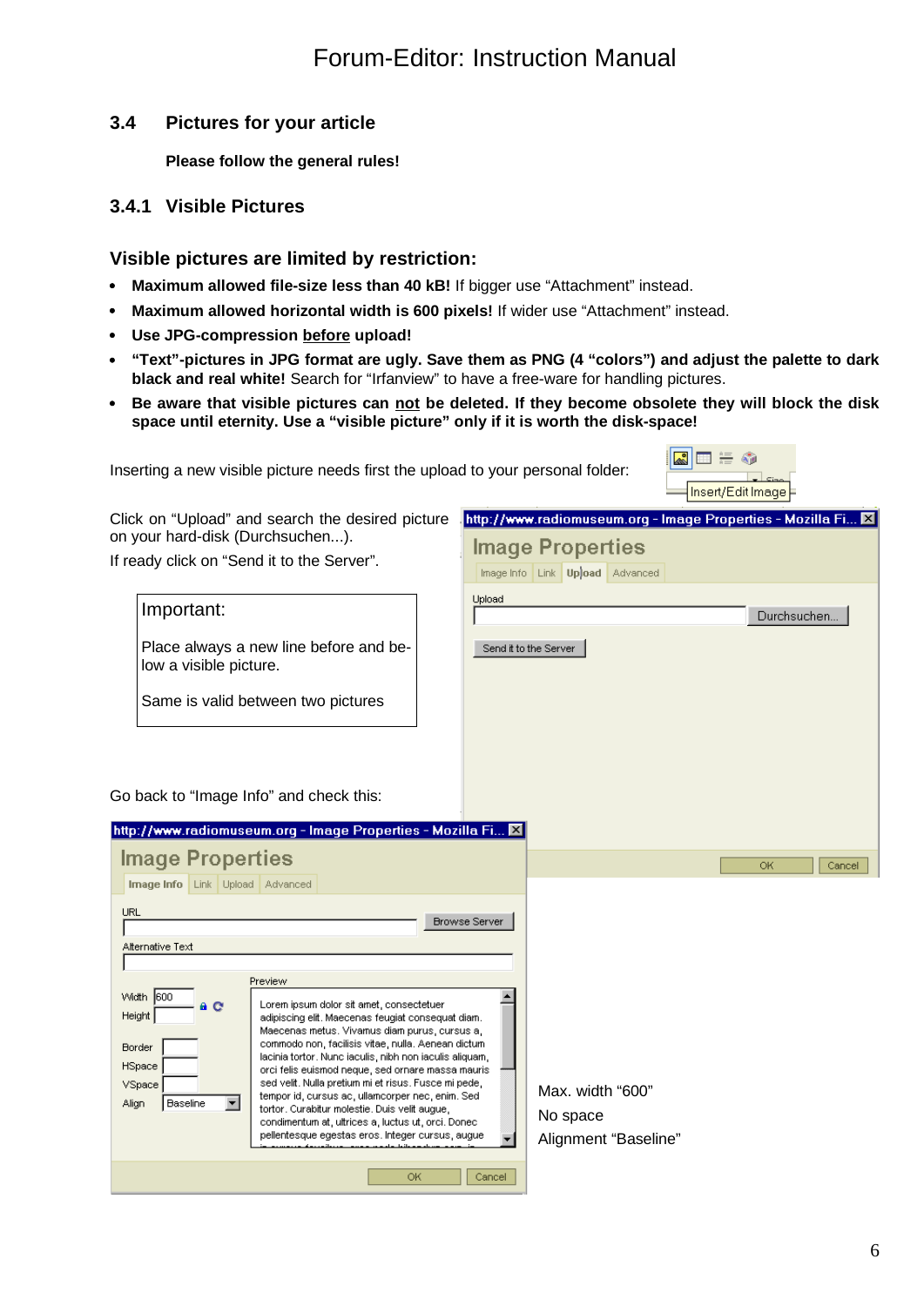## 3.4 Pictures for your article

**Please follow the general rules!**

### 3.4.1 Visible Pictures

### Visible pictures are limited by restriction:

- **Maximum allowed file-size less than 40 kB!** If bigger use “Attachment” instead.
- **Maximum allowed horizontal width is 600 pixels!** If wider use “Attachment” instead.
- **Use JPG-compression before upload!**
- **“Text”-pictures in JPG format are ugly. Save them as PNG (4 “colors”) and adjust the palette to dark black and real white!** Search for “Irfanview” to have a free-ware for handling pictures.
- **Be aware that visible pictures can not be deleted. If they become obsolete they will block the disk space until eternity. Use a “visible picture” only if it is worth the disk-space!**

Inserting a new visible picture needs first the upload to your personal folder:

Click on “Upload” and search the desired picture on your hard-disk (Durchsuchen...).

If ready click on “Send it to the Server”.

> Important:
>
> Place always a new line before and below a visible picture.
>
> Same is valid between two pictures

Go back to “Image Info” and check this:

Max. width “600”

No space

Alignment “Baseline”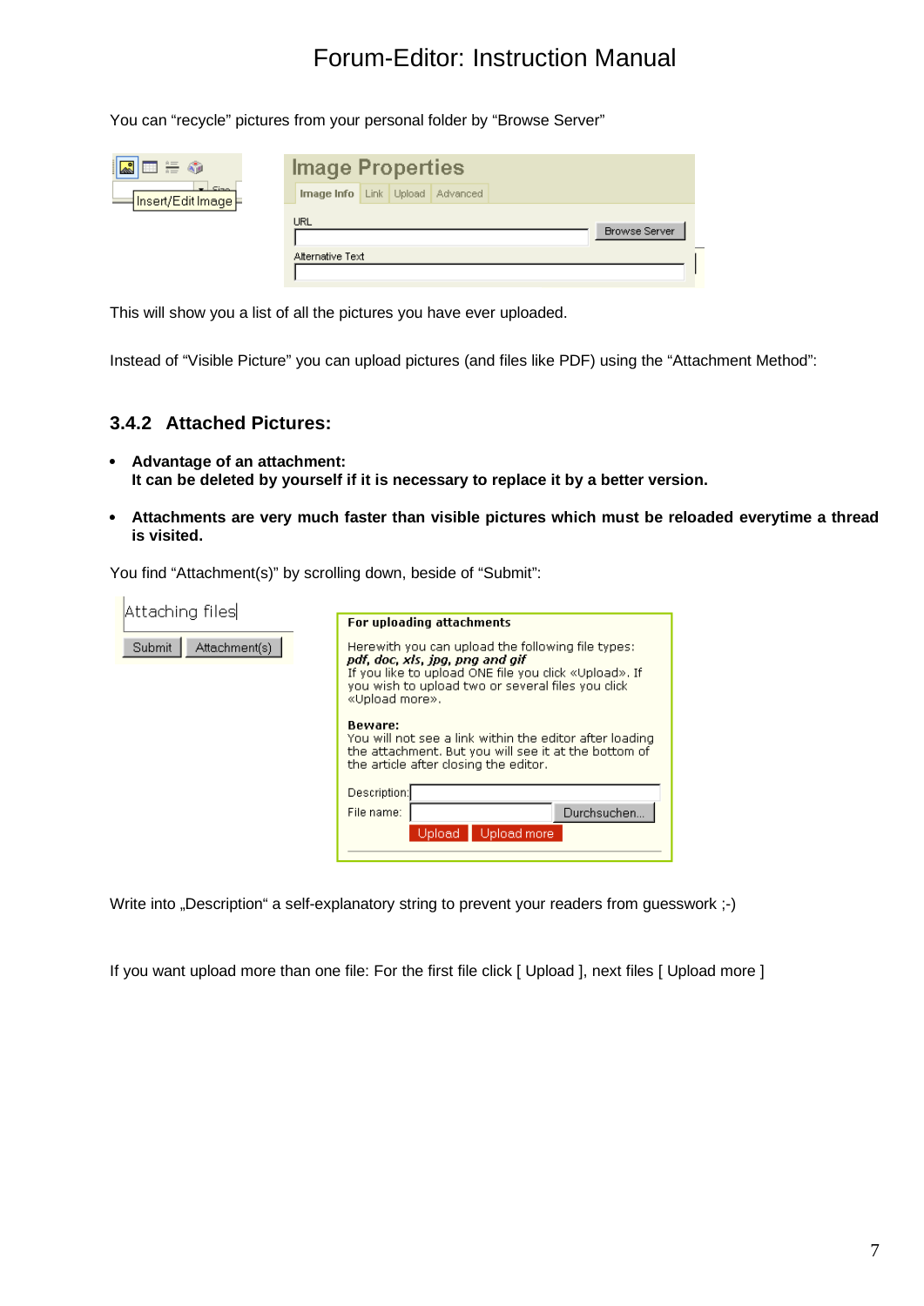You can “recycle” pictures from your personal folder by “Browse Server”

This will show you a list of all the pictures you have ever uploaded.

Instead of “Visible Picture” you can upload pictures (and files like PDF) using the “Attachment Method”:

### 3.4.2 Attached Pictures:

- **Advantage of an attachment:**
  **It can be deleted by yourself if it is necessary to replace it by a better version.**

- **Attachments are very much faster than visible pictures which must be reloaded everytime a thread is visited.**

You find “Attachment(s)” by scrolling down, beside of “Submit”:

Write into „Description“ a self-explanatory string to prevent your readers from guesswork ;-)

If you want upload more than one file: For the first file click [ Upload ], next files [ Upload more ]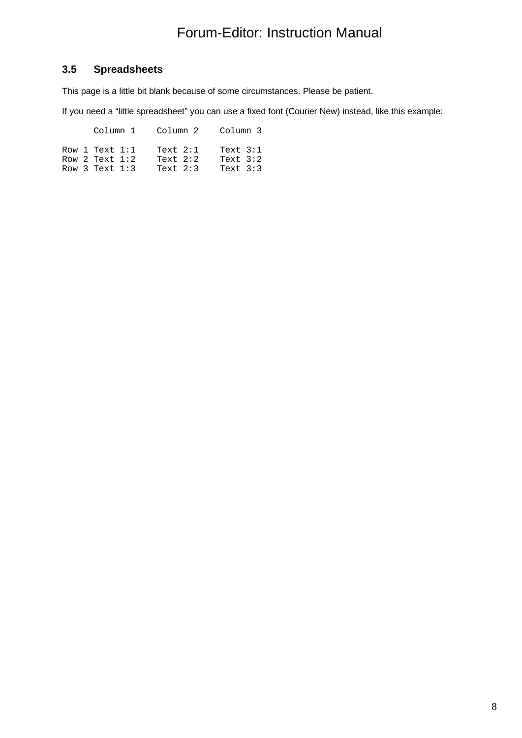### 3.5 Spreadsheets

This page is a little bit blank because of some circumstances. Please be patient.

If you need a “little spreadsheet” you can use a fixed font (Courier New) instead, like this example:

```
      Column 1    Column 2    Column 3

Row 1 Text 1:1    Text 2:1    Text 3:1
Row 2 Text 1:2    Text 2:2    Text 3:2
Row 3 Text 1:3    Text 2:3    Text 3:3
```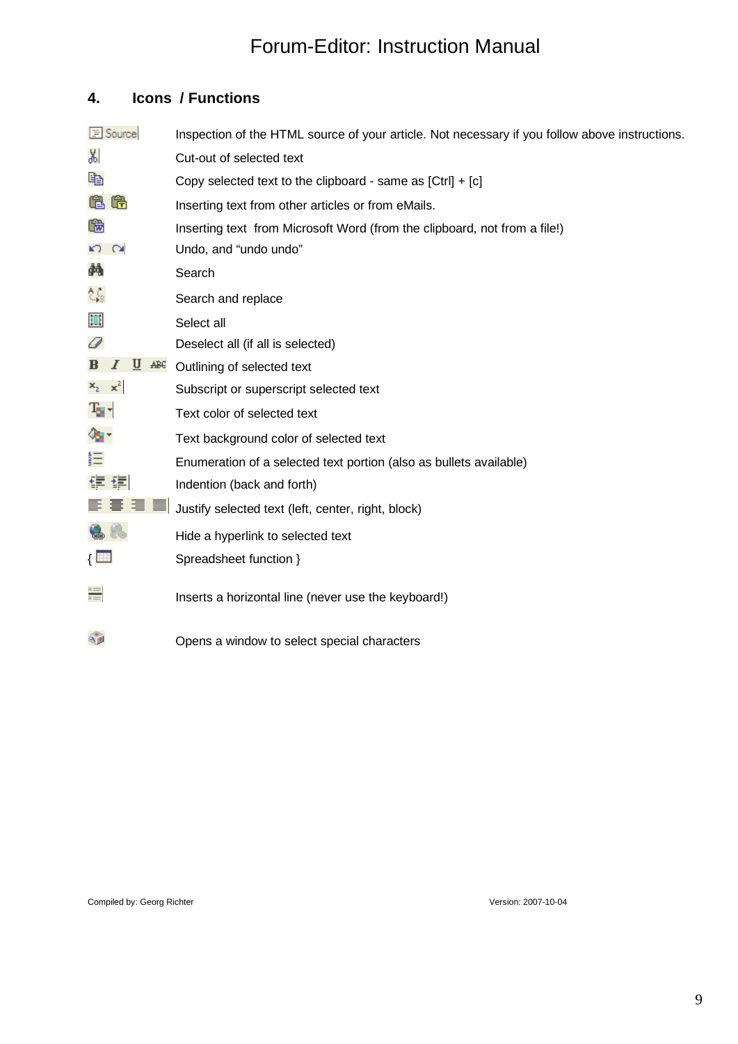## 4. Icons / Functions

| | |
|---|---|
| Source | Inspection of the HTML source of your article. Not necessary if you follow above instructions. |
| | Cut-out of selected text |
| | Copy selected text to the clipboard - same as [Ctrl] + [c] |
| | Inserting text from other articles or from eMails. |
| | Inserting text from Microsoft Word (from the clipboard, not from a file!) |
| | Undo, and “undo undo” |
| | Search |
| | Search and replace |
| | Select all |
| | Deselect all (if all is selected) |
| B I U ABC | Outlining of selected text |
| | Subscript or superscript selected text |
| | Text color of selected text |
| | Text background color of selected text |
| | Enumeration of a selected text portion (also as bullets available) |
| | Indention (back and forth) |
| | Justify selected text (left, center, right, block) |
| | Hide a hyperlink to selected text |
| { | Spreadsheet function } |
| | Inserts a horizontal line (never use the keyboard!) |
| | Opens a window to select special characters |

Compiled by: Georg Richter

Version: 2007-10-04